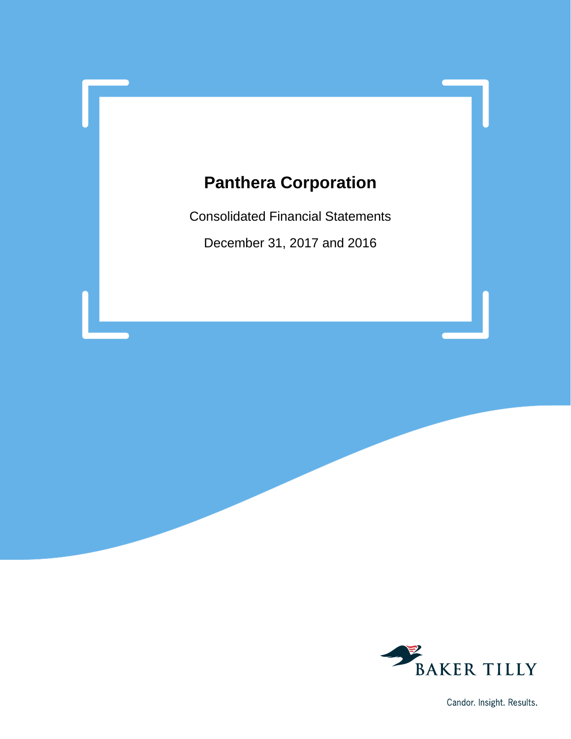# Panthera Corporation

Consolidated Financial Statements

December 31, 2017 and 2016

BAKER TILLY

Candor. Insight. Results.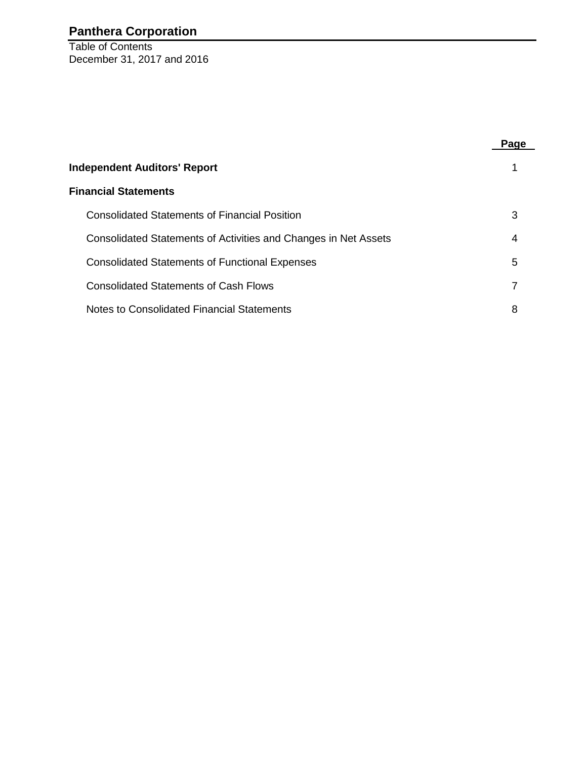# Panthera Corporation

Table of Contents
December 31, 2017 and 2016

| | Page |
|---|---|
| **Independent Auditors' Report** | 1 |
| **Financial Statements** | |
| Consolidated Statements of Financial Position | 3 |
| Consolidated Statements of Activities and Changes in Net Assets | 4 |
| Consolidated Statements of Functional Expenses | 5 |
| Consolidated Statements of Cash Flows | 7 |
| Notes to Consolidated Financial Statements | 8 |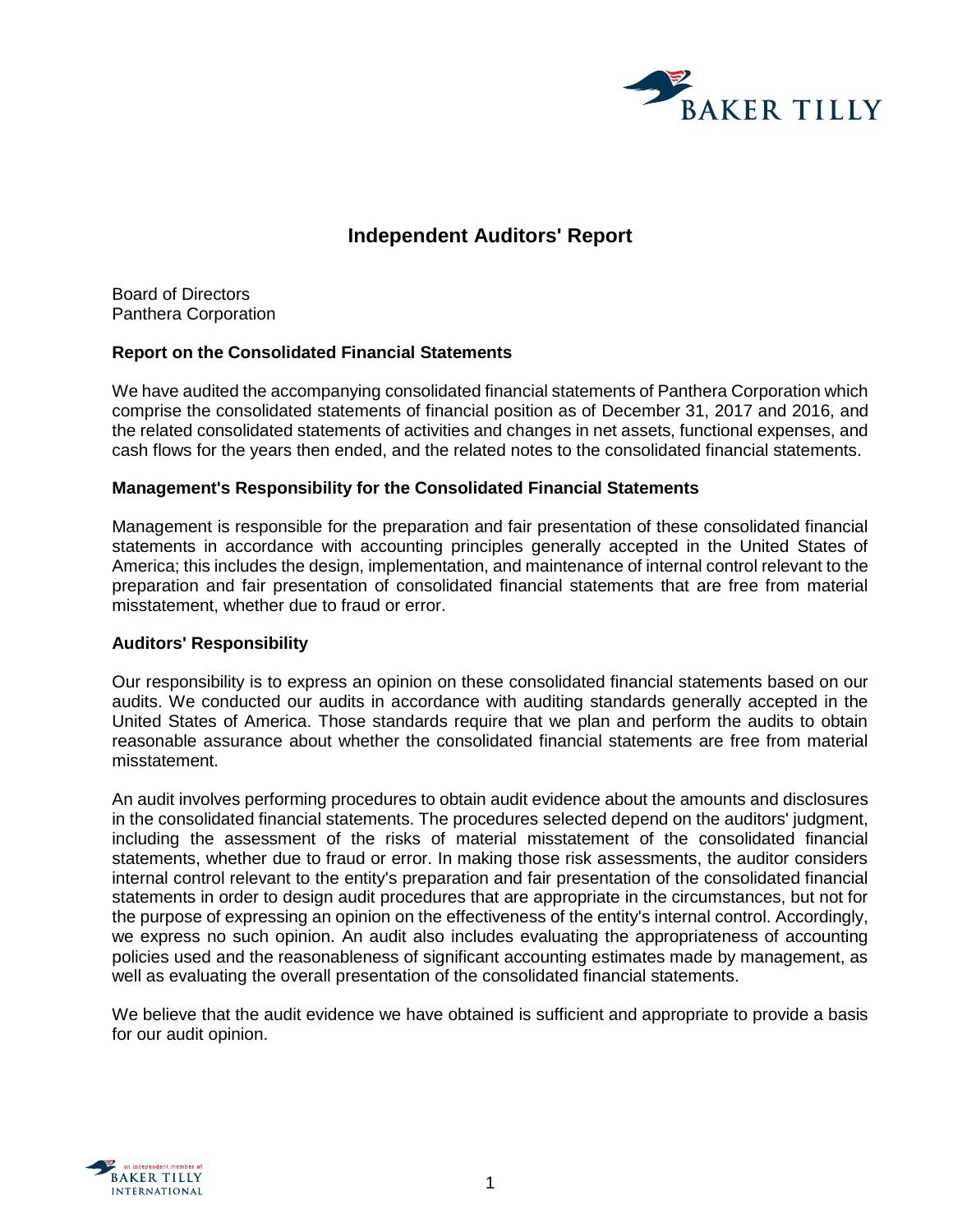# Independent Auditors' Report

Board of Directors
Panthera Corporation

**Report on the Consolidated Financial Statements**

We have audited the accompanying consolidated financial statements of Panthera Corporation which comprise the consolidated statements of financial position as of December 31, 2017 and 2016, and the related consolidated statements of activities and changes in net assets, functional expenses, and cash flows for the years then ended, and the related notes to the consolidated financial statements.

**Management's Responsibility for the Consolidated Financial Statements**

Management is responsible for the preparation and fair presentation of these consolidated financial statements in accordance with accounting principles generally accepted in the United States of America; this includes the design, implementation, and maintenance of internal control relevant to the preparation and fair presentation of consolidated financial statements that are free from material misstatement, whether due to fraud or error.

**Auditors' Responsibility**

Our responsibility is to express an opinion on these consolidated financial statements based on our audits. We conducted our audits in accordance with auditing standards generally accepted in the United States of America. Those standards require that we plan and perform the audits to obtain reasonable assurance about whether the consolidated financial statements are free from material misstatement.

An audit involves performing procedures to obtain audit evidence about the amounts and disclosures in the consolidated financial statements. The procedures selected depend on the auditors' judgment, including the assessment of the risks of material misstatement of the consolidated financial statements, whether due to fraud or error. In making those risk assessments, the auditor considers internal control relevant to the entity's preparation and fair presentation of the consolidated financial statements in order to design audit procedures that are appropriate in the circumstances, but not for the purpose of expressing an opinion on the effectiveness of the entity's internal control. Accordingly, we express no such opinion. An audit also includes evaluating the appropriateness of accounting policies used and the reasonableness of significant accounting estimates made by management, as well as evaluating the overall presentation of the consolidated financial statements.

We believe that the audit evidence we have obtained is sufficient and appropriate to provide a basis for our audit opinion.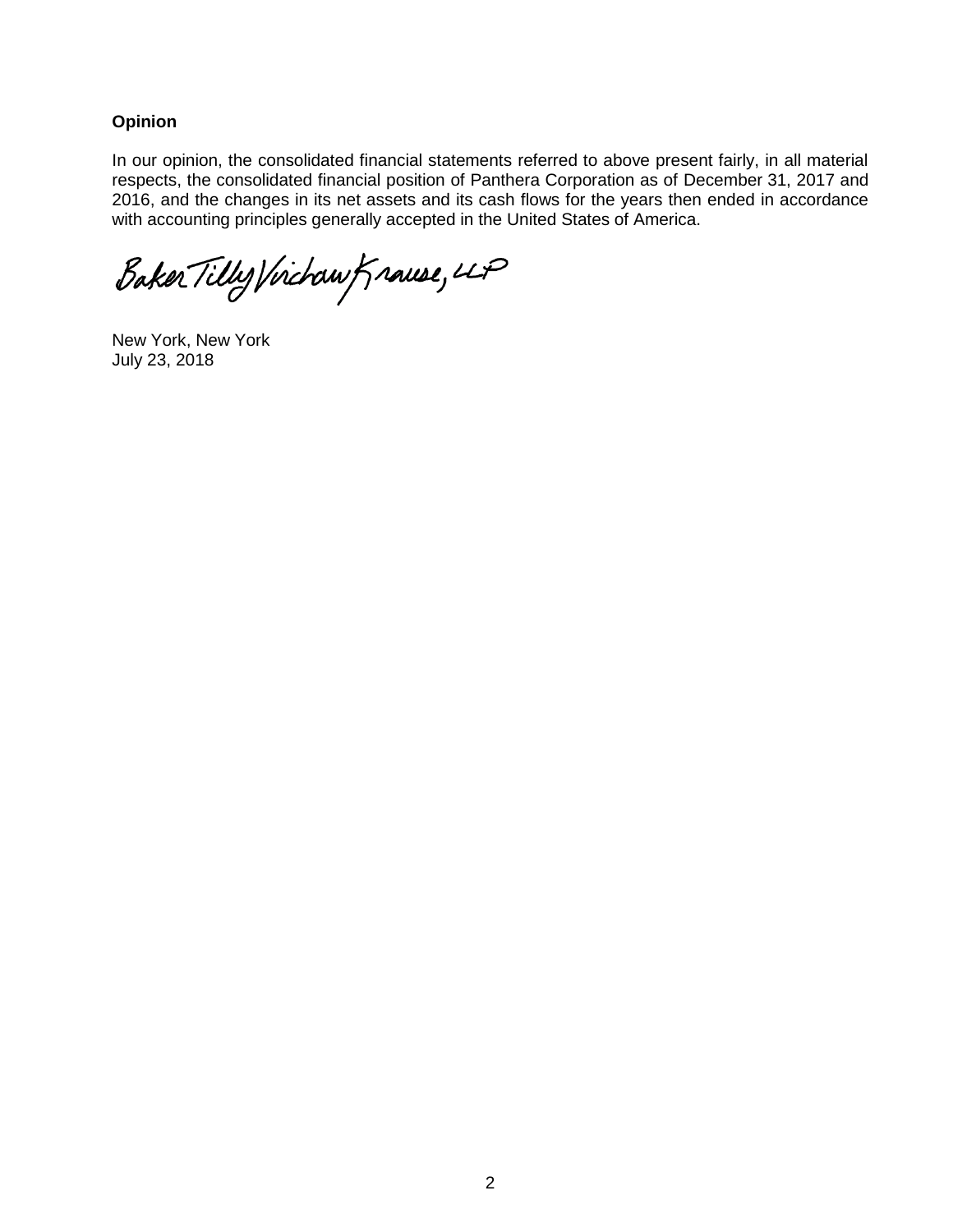**Opinion**

In our opinion, the consolidated financial statements referred to above present fairly, in all material respects, the consolidated financial position of Panthera Corporation as of December 31, 2017 and 2016, and the changes in its net assets and its cash flows for the years then ended in accordance with accounting principles generally accepted in the United States of America.

Baker Tilly Virchow Krause, LLP

New York, New York
July 23, 2018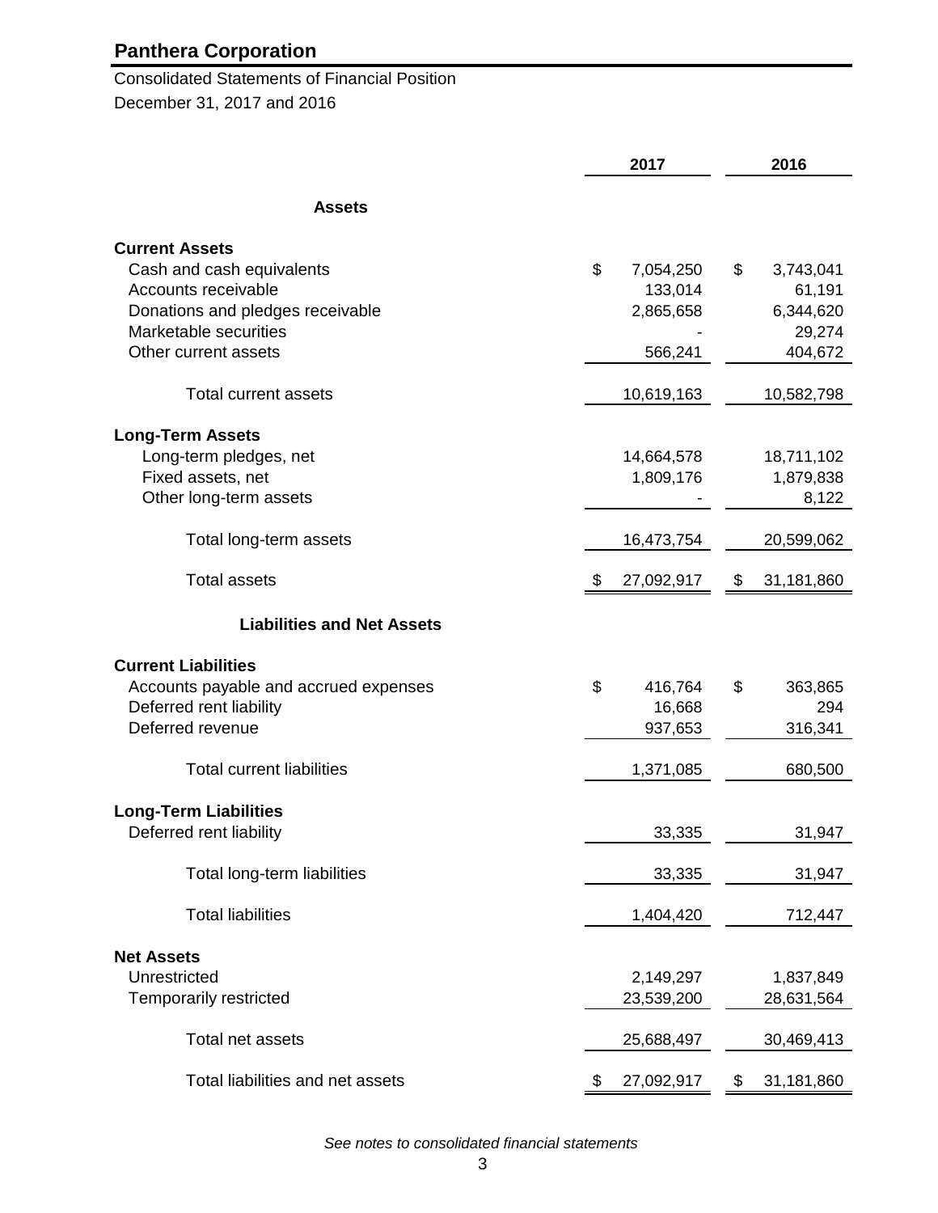# Panthera Corporation

Consolidated Statements of Financial Position

December 31, 2017 and 2016

| | 2017 | 2016 |
|---|---|---|
| **Assets** | | |
| **Current Assets** | | |
| Cash and cash equivalents | $ 7,054,250 | $ 3,743,041 |
| Accounts receivable | 133,014 | 61,191 |
| Donations and pledges receivable | 2,865,658 | 6,344,620 |
| Marketable securities | - | 29,274 |
| Other current assets | 566,241 | 404,672 |
| Total current assets | 10,619,163 | 10,582,798 |
| **Long-Term Assets** | | |
| Long-term pledges, net | 14,664,578 | 18,711,102 |
| Fixed assets, net | 1,809,176 | 1,879,838 |
| Other long-term assets | - | 8,122 |
| Total long-term assets | 16,473,754 | 20,599,062 |
| Total assets | $ 27,092,917 | $ 31,181,860 |
| **Liabilities and Net Assets** | | |
| **Current Liabilities** | | |
| Accounts payable and accrued expenses | $ 416,764 | $ 363,865 |
| Deferred rent liability | 16,668 | 294 |
| Deferred revenue | 937,653 | 316,341 |
| Total current liabilities | 1,371,085 | 680,500 |
| **Long-Term Liabilities** | | |
| Deferred rent liability | 33,335 | 31,947 |
| Total long-term liabilities | 33,335 | 31,947 |
| Total liabilities | 1,404,420 | 712,447 |
| **Net Assets** | | |
| Unrestricted | 2,149,297 | 1,837,849 |
| Temporarily restricted | 23,539,200 | 28,631,564 |
| Total net assets | 25,688,497 | 30,469,413 |
| Total liabilities and net assets | $ 27,092,917 | $ 31,181,860 |

*See notes to consolidated financial statements*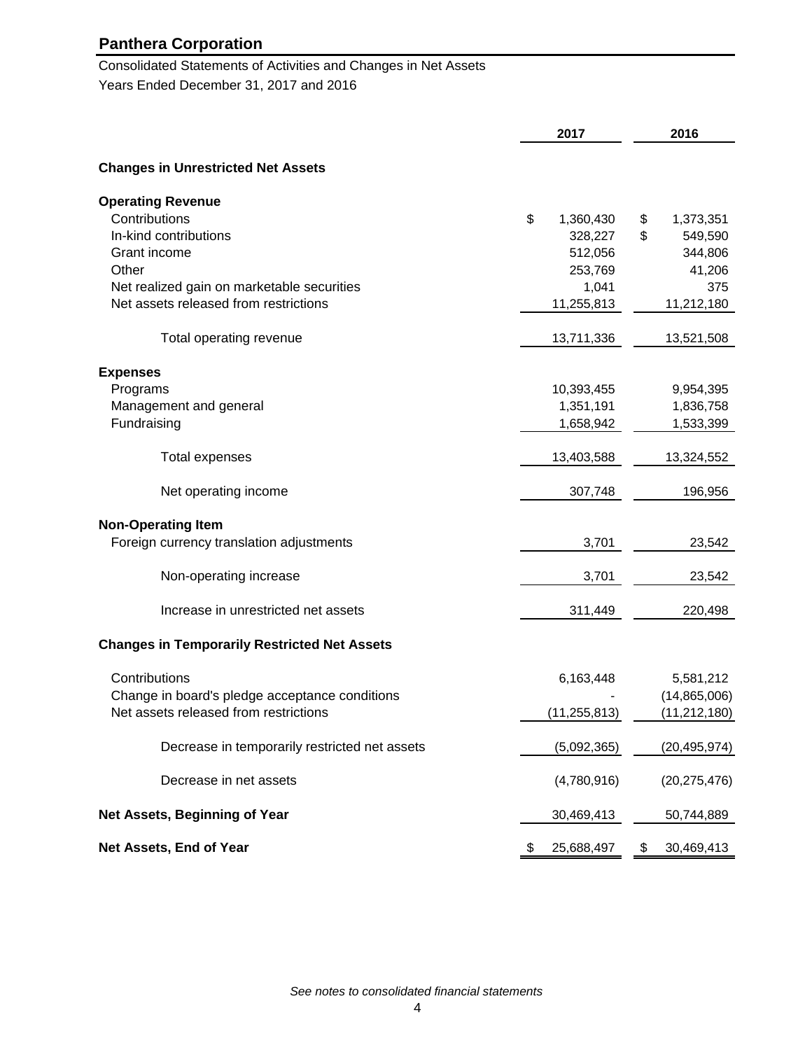## Panthera Corporation

Consolidated Statements of Activities and Changes in Net Assets
Years Ended December 31, 2017 and 2016

| | 2017 | 2016 |
|---|---|---|
| **Changes in Unrestricted Net Assets** | | |
| **Operating Revenue** | | |
| Contributions | $ 1,360,430 | $ 1,373,351 |
| In-kind contributions | 328,227 | $ 549,590 |
| Grant income | 512,056 | 344,806 |
| Other | 253,769 | 41,206 |
| Net realized gain on marketable securities | 1,041 | 375 |
| Net assets released from restrictions | 11,255,813 | 11,212,180 |
| Total operating revenue | 13,711,336 | 13,521,508 |
| **Expenses** | | |
| Programs | 10,393,455 | 9,954,395 |
| Management and general | 1,351,191 | 1,836,758 |
| Fundraising | 1,658,942 | 1,533,399 |
| Total expenses | 13,403,588 | 13,324,552 |
| Net operating income | 307,748 | 196,956 |
| **Non-Operating Item** | | |
| Foreign currency translation adjustments | 3,701 | 23,542 |
| Non-operating increase | 3,701 | 23,542 |
| Increase in unrestricted net assets | 311,449 | 220,498 |
| **Changes in Temporarily Restricted Net Assets** | | |
| Contributions | 6,163,448 | 5,581,212 |
| Change in board's pledge acceptance conditions | - | (14,865,006) |
| Net assets released from restrictions | (11,255,813) | (11,212,180) |
| Decrease in temporarily restricted net assets | (5,092,365) | (20,495,974) |
| Decrease in net assets | (4,780,916) | (20,275,476) |
| **Net Assets, Beginning of Year** | 30,469,413 | 50,744,889 |
| **Net Assets, End of Year** | $ 25,688,497 | $ 30,469,413 |

*See notes to consolidated financial statements*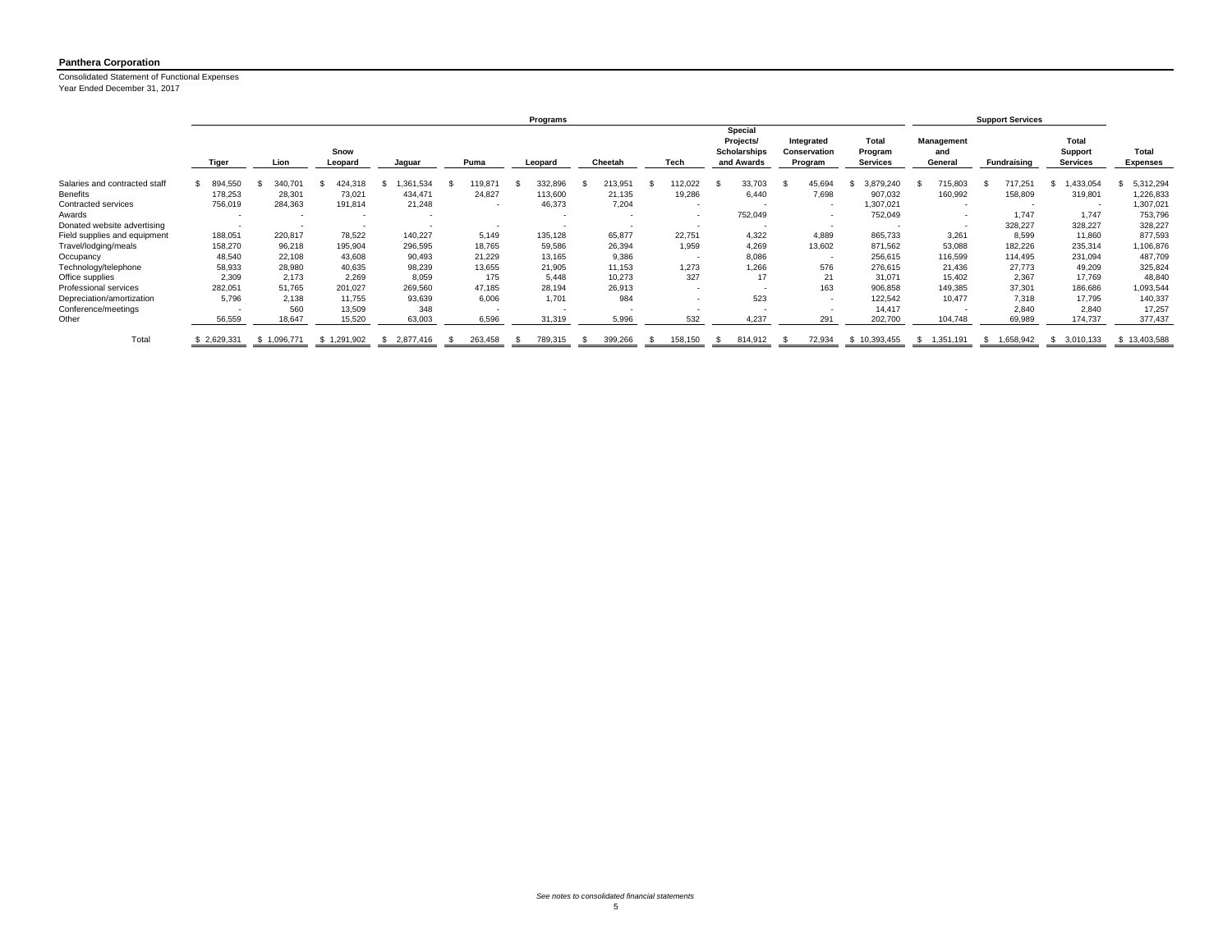**Panthera Corporation**

Consolidated Statement of Functional Expenses
Year Ended December 31, 2017

| | Programs | | | | | | | | | | | Support Services | | | |
|---|---|---|---|---|---|---|---|---|---|---|---|---|---|---|---|
| | Tiger | Lion | Snow Leopard | Jaguar | Puma | Leopard | Cheetah | Tech | Special Projects/ Scholarships and Awards | Integrated Conservation Program | Total Program Services | Management and General | Fundraising | Total Support Services | Total Expenses |
| Salaries and contracted staff | $ 894,550 | $ 340,701 | $ 424,318 | $ 1,361,534 | $ 119,871 | $ 332,896 | $ 213,951 | $ 112,022 | $ 33,703 | $ 45,694 | $ 3,879,240 | $ 715,803 | $ 717,251 | $ 1,433,054 | $ 5,312,294 |
| Benefits | 178,253 | 28,301 | 73,021 | 434,471 | 24,827 | 113,600 | 21,135 | 19,286 | 6,440 | 7,698 | 907,032 | 160,992 | 158,809 | 319,801 | 1,226,833 |
| Contracted services | 756,019 | 284,363 | 191,814 | 21,248 | - | 46,373 | 7,204 | - | - | - | 1,307,021 | - | - | - | 1,307,021 |
| Awards | - | - | - | - | - | - | - | - | 752,049 | - | 752,049 | - | 1,747 | 1,747 | 753,796 |
| Donated website advertising | - | - | - | - | - | - | - | - | - | - | - | - | 328,227 | 328,227 | 328,227 |
| Field supplies and equipment | 188,051 | 220,817 | 78,522 | 140,227 | 5,149 | 135,128 | 65,877 | 22,751 | 4,322 | 4,889 | 865,733 | 3,261 | 8,599 | 11,860 | 877,593 |
| Travel/lodging/meals | 158,270 | 96,218 | 195,904 | 296,595 | 18,765 | 59,586 | 26,394 | 1,959 | 4,269 | 13,602 | 871,562 | 53,088 | 182,226 | 235,314 | 1,106,876 |
| Occupancy | 48,540 | 22,108 | 43,608 | 90,493 | 21,229 | 13,165 | 9,386 | - | 8,086 | - | 256,615 | 116,599 | 114,495 | 231,094 | 487,709 |
| Technology/telephone | 58,933 | 28,980 | 40,635 | 98,239 | 13,655 | 21,905 | 11,153 | 1,273 | 1,266 | 576 | 276,615 | 21,436 | 27,773 | 49,209 | 325,824 |
| Office supplies | 2,309 | 2,173 | 2,269 | 8,059 | 175 | 5,448 | 10,273 | 327 | 17 | 21 | 31,071 | 15,402 | 2,367 | 17,769 | 48,840 |
| Professional services | 282,051 | 51,765 | 201,027 | 269,560 | 47,185 | 28,194 | 26,913 | - | - | 163 | 906,858 | 149,385 | 37,301 | 186,686 | 1,093,544 |
| Depreciation/amortization | 5,796 | 2,138 | 11,755 | 93,639 | 6,006 | 1,701 | 984 | - | 523 | - | 122,542 | 10,477 | 7,318 | 17,795 | 140,337 |
| Conference/meetings | - | 560 | 13,509 | 348 | - | - | - | - | - | - | 14,417 | - | 2,840 | 2,840 | 17,257 |
| Other | 56,559 | 18,647 | 15,520 | 63,003 | 6,596 | 31,319 | 5,996 | 532 | 4,237 | 291 | 202,700 | 104,748 | 69,989 | 174,737 | 377,437 |
| Total | $ 2,629,331 | $ 1,096,771 | $ 1,291,902 | $ 2,877,416 | $ 263,458 | $ 789,315 | $ 399,266 | $ 158,150 | $ 814,912 | $ 72,934 | $ 10,393,455 | $ 1,351,191 | $ 1,658,942 | $ 3,010,133 | $ 13,403,588 |

*See notes to consolidated financial statements*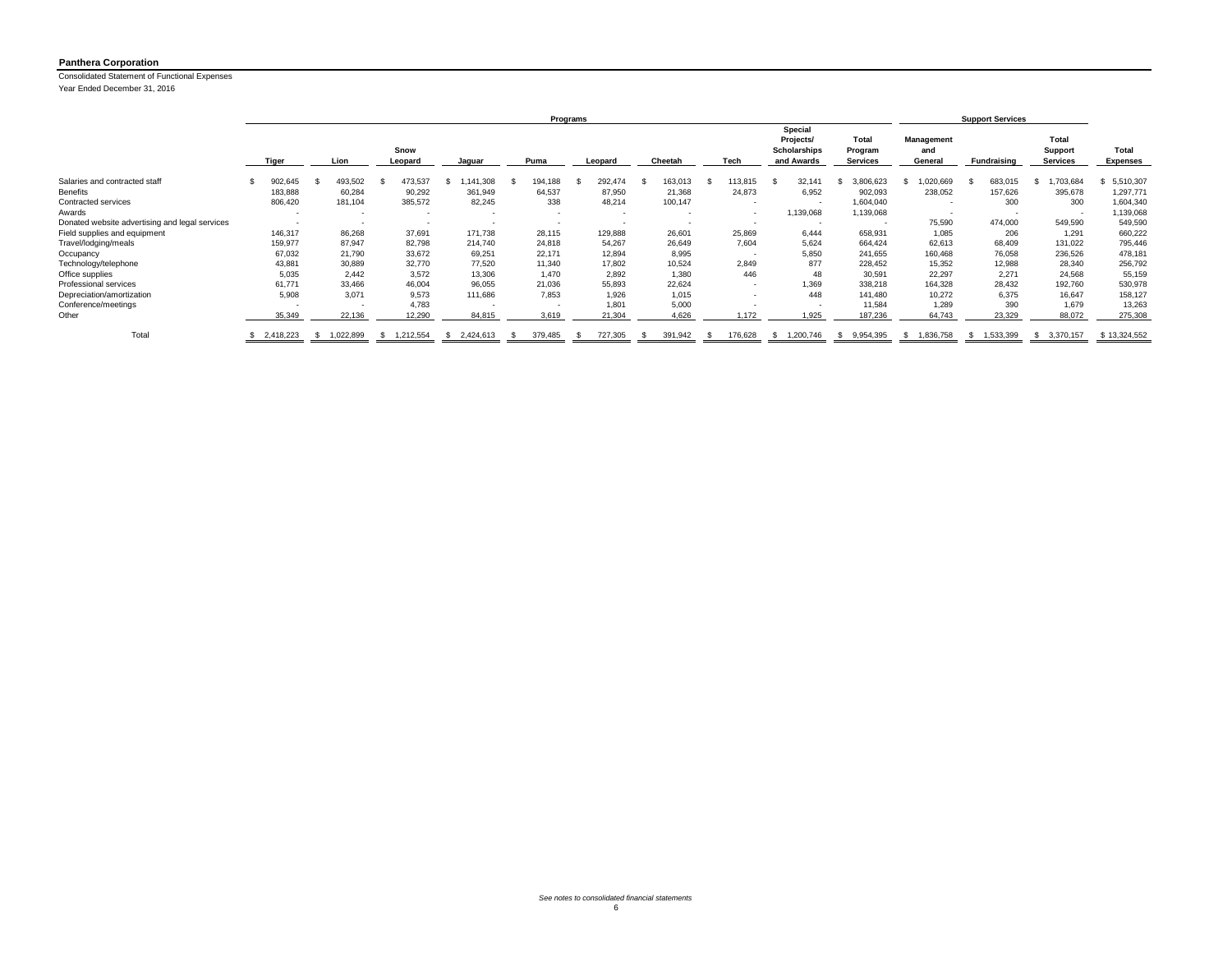**Panthera Corporation**

Consolidated Statement of Functional Expenses
Year Ended December 31, 2016

| | Programs | | | | | | | | | | Support Services | | | |
|---|---|---|---|---|---|---|---|---|---|---|---|---|---|---|
| | Tiger | Lion | Snow Leopard | Jaguar | Puma | Leopard | Cheetah | Tech | Special Projects/ Scholarships and Awards | Total Program Services | Management and General | Fundraising | Total Support Services | Total Expenses |
| Salaries and contracted staff | $ 902,645 | $ 493,502 | $ 473,537 | $ 1,141,308 | $ 194,188 | $ 292,474 | $ 163,013 | $ 113,815 | $ 32,141 | $ 3,806,623 | $ 1,020,669 | $ 683,015 | $ 1,703,684 | $ 5,510,307 |
| Benefits | 183,888 | 60,284 | 90,292 | 361,949 | 64,537 | 87,950 | 21,368 | 24,873 | 6,952 | 902,093 | 238,052 | 157,626 | 395,678 | 1,297,771 |
| Contracted services | 806,420 | 181,104 | 385,572 | 82,245 | 338 | 48,214 | 100,147 | - | - | 1,604,040 | - | 300 | 300 | 1,604,340 |
| Awards | - | - | - | - | - | - | - | - | 1,139,068 | 1,139,068 | - | - | - | 1,139,068 |
| Donated website advertising and legal services | - | - | - | - | - | - | - | - | - | - | 75,590 | 474,000 | 549,590 | 549,590 |
| Field supplies and equipment | 146,317 | 86,268 | 37,691 | 171,738 | 28,115 | 129,888 | 26,601 | 25,869 | 6,444 | 658,931 | 1,085 | 206 | 1,291 | 660,222 |
| Travel/lodging/meals | 159,977 | 87,947 | 82,798 | 214,740 | 24,818 | 54,267 | 26,649 | 7,604 | 5,624 | 664,424 | 62,613 | 68,409 | 131,022 | 795,446 |
| Occupancy | 67,032 | 21,790 | 33,672 | 69,251 | 22,171 | 12,894 | 8,995 | - | 5,850 | 241,655 | 160,468 | 76,058 | 236,526 | 478,181 |
| Technology/telephone | 43,881 | 30,889 | 32,770 | 77,520 | 11,340 | 17,802 | 10,524 | 2,849 | 877 | 228,452 | 15,352 | 12,988 | 28,340 | 256,792 |
| Office supplies | 5,035 | 2,442 | 3,572 | 13,306 | 1,470 | 2,892 | 1,380 | 446 | 48 | 30,591 | 22,297 | 2,271 | 24,568 | 55,159 |
| Professional services | 61,771 | 33,466 | 46,004 | 96,055 | 21,036 | 55,893 | 22,624 | - | 1,369 | 338,218 | 164,328 | 28,432 | 192,760 | 530,978 |
| Depreciation/amortization | 5,908 | 3,071 | 9,573 | 111,686 | 7,853 | 1,926 | 1,015 | - | 448 | 141,480 | 10,272 | 6,375 | 16,647 | 158,127 |
| Conference/meetings | - | - | 4,783 | - | - | 1,801 | 5,000 | - | - | 11,584 | 1,289 | 390 | 1,679 | 13,263 |
| Other | 35,349 | 22,136 | 12,290 | 84,815 | 3,619 | 21,304 | 4,626 | 1,172 | 1,925 | 187,236 | 64,743 | 23,329 | 88,072 | 275,308 |
| Total | $ 2,418,223 | $ 1,022,899 | $ 1,212,554 | $ 2,424,613 | $ 379,485 | $ 727,305 | $ 391,942 | $ 176,628 | $ 1,200,746 | $ 9,954,395 | $ 1,836,758 | $ 1,533,399 | $ 3,370,157 | $ 13,324,552 |

*See notes to consolidated financial statements*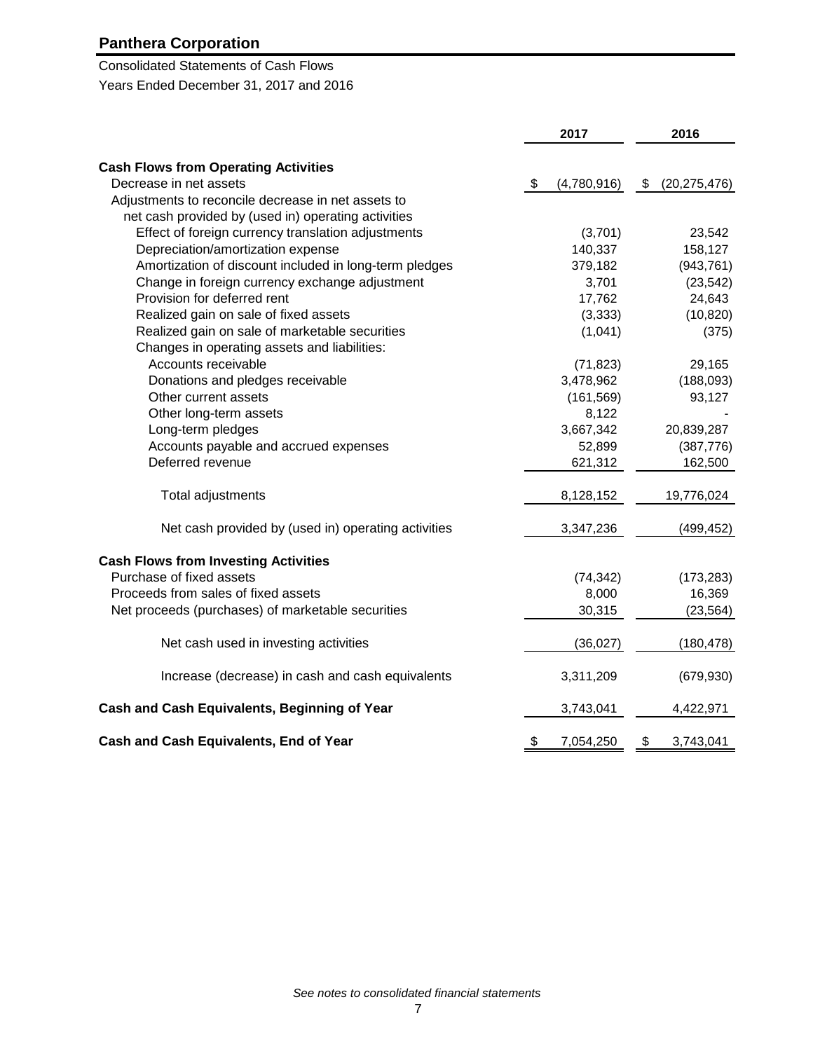## Panthera Corporation

Consolidated Statements of Cash Flows
Years Ended December 31, 2017 and 2016

| | 2017 | 2016 |
|---|---|---|
| **Cash Flows from Operating Activities** | | |
| Decrease in net assets | $ (4,780,916) | $ (20,275,476) |
| Adjustments to reconcile decrease in net assets to net cash provided by (used in) operating activities | | |
| Effect of foreign currency translation adjustments | (3,701) | 23,542 |
| Depreciation/amortization expense | 140,337 | 158,127 |
| Amortization of discount included in long-term pledges | 379,182 | (943,761) |
| Change in foreign currency exchange adjustment | 3,701 | (23,542) |
| Provision for deferred rent | 17,762 | 24,643 |
| Realized gain on sale of fixed assets | (3,333) | (10,820) |
| Realized gain on sale of marketable securities | (1,041) | (375) |
| Changes in operating assets and liabilities: | | |
| Accounts receivable | (71,823) | 29,165 |
| Donations and pledges receivable | 3,478,962 | (188,093) |
| Other current assets | (161,569) | 93,127 |
| Other long-term assets | 8,122 | - |
| Long-term pledges | 3,667,342 | 20,839,287 |
| Accounts payable and accrued expenses | 52,899 | (387,776) |
| Deferred revenue | 621,312 | 162,500 |
| Total adjustments | 8,128,152 | 19,776,024 |
| Net cash provided by (used in) operating activities | 3,347,236 | (499,452) |
| **Cash Flows from Investing Activities** | | |
| Purchase of fixed assets | (74,342) | (173,283) |
| Proceeds from sales of fixed assets | 8,000 | 16,369 |
| Net proceeds (purchases) of marketable securities | 30,315 | (23,564) |
| Net cash used in investing activities | (36,027) | (180,478) |
| Increase (decrease) in cash and cash equivalents | 3,311,209 | (679,930) |
| **Cash and Cash Equivalents, Beginning of Year** | 3,743,041 | 4,422,971 |
| **Cash and Cash Equivalents, End of Year** | $ 7,054,250 | $ 3,743,041 |

*See notes to consolidated financial statements*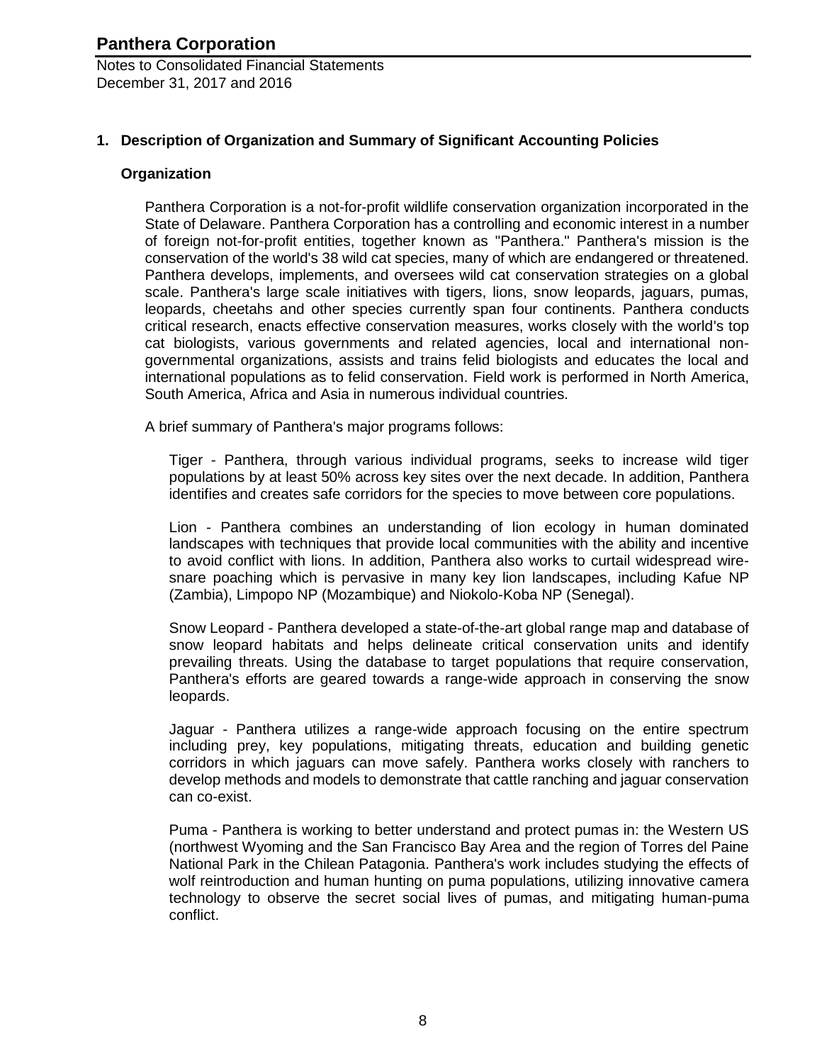# Panthera Corporation

Notes to Consolidated Financial Statements
December 31, 2017 and 2016

## 1. Description of Organization and Summary of Significant Accounting Policies

### Organization

Panthera Corporation is a not-for-profit wildlife conservation organization incorporated in the State of Delaware. Panthera Corporation has a controlling and economic interest in a number of foreign not-for-profit entities, together known as "Panthera." Panthera's mission is the conservation of the world's 38 wild cat species, many of which are endangered or threatened. Panthera develops, implements, and oversees wild cat conservation strategies on a global scale. Panthera's large scale initiatives with tigers, lions, snow leopards, jaguars, pumas, leopards, cheetahs and other species currently span four continents. Panthera conducts critical research, enacts effective conservation measures, works closely with the world's top cat biologists, various governments and related agencies, local and international non-governmental organizations, assists and trains felid biologists and educates the local and international populations as to felid conservation. Field work is performed in North America, South America, Africa and Asia in numerous individual countries.

A brief summary of Panthera's major programs follows:

Tiger - Panthera, through various individual programs, seeks to increase wild tiger populations by at least 50% across key sites over the next decade. In addition, Panthera identifies and creates safe corridors for the species to move between core populations.

Lion - Panthera combines an understanding of lion ecology in human dominated landscapes with techniques that provide local communities with the ability and incentive to avoid conflict with lions. In addition, Panthera also works to curtail widespread wire-snare poaching which is pervasive in many key lion landscapes, including Kafue NP (Zambia), Limpopo NP (Mozambique) and Niokolo-Koba NP (Senegal).

Snow Leopard - Panthera developed a state-of-the-art global range map and database of snow leopard habitats and helps delineate critical conservation units and identify prevailing threats. Using the database to target populations that require conservation, Panthera's efforts are geared towards a range-wide approach in conserving the snow leopards.

Jaguar - Panthera utilizes a range-wide approach focusing on the entire spectrum including prey, key populations, mitigating threats, education and building genetic corridors in which jaguars can move safely. Panthera works closely with ranchers to develop methods and models to demonstrate that cattle ranching and jaguar conservation can co-exist.

Puma - Panthera is working to better understand and protect pumas in: the Western US (northwest Wyoming and the San Francisco Bay Area and the region of Torres del Paine National Park in the Chilean Patagonia. Panthera's work includes studying the effects of wolf reintroduction and human hunting on puma populations, utilizing innovative camera technology to observe the secret social lives of pumas, and mitigating human-puma conflict.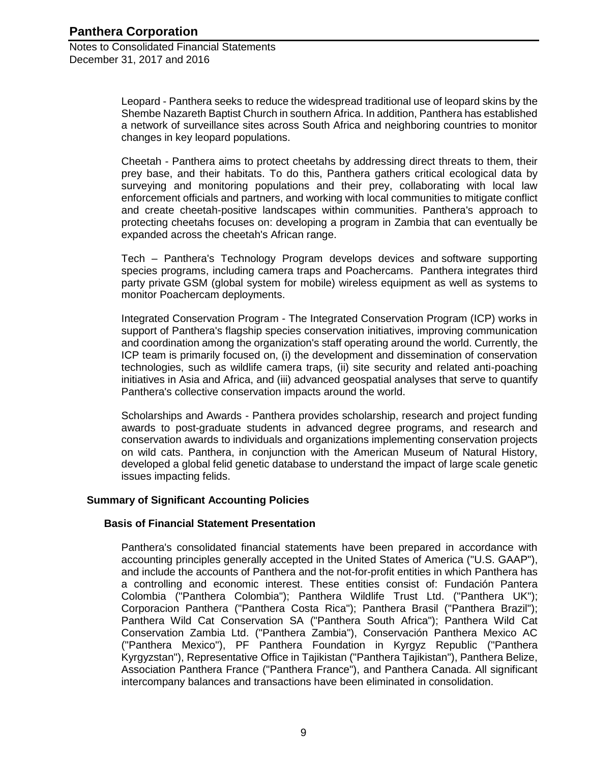Leopard - Panthera seeks to reduce the widespread traditional use of leopard skins by the Shembe Nazareth Baptist Church in southern Africa. In addition, Panthera has established a network of surveillance sites across South Africa and neighboring countries to monitor changes in key leopard populations.

Cheetah - Panthera aims to protect cheetahs by addressing direct threats to them, their prey base, and their habitats. To do this, Panthera gathers critical ecological data by surveying and monitoring populations and their prey, collaborating with local law enforcement officials and partners, and working with local communities to mitigate conflict and create cheetah-positive landscapes within communities. Panthera's approach to protecting cheetahs focuses on: developing a program in Zambia that can eventually be expanded across the cheetah's African range.

Tech – Panthera's Technology Program develops devices and software supporting species programs, including camera traps and Poachercams. Panthera integrates third party private GSM (global system for mobile) wireless equipment as well as systems to monitor Poachercam deployments.

Integrated Conservation Program - The Integrated Conservation Program (ICP) works in support of Panthera's flagship species conservation initiatives, improving communication and coordination among the organization's staff operating around the world. Currently, the ICP team is primarily focused on, (i) the development and dissemination of conservation technologies, such as wildlife camera traps, (ii) site security and related anti-poaching initiatives in Asia and Africa, and (iii) advanced geospatial analyses that serve to quantify Panthera's collective conservation impacts around the world.

Scholarships and Awards - Panthera provides scholarship, research and project funding awards to post-graduate students in advanced degree programs, and research and conservation awards to individuals and organizations implementing conservation projects on wild cats. Panthera, in conjunction with the American Museum of Natural History, developed a global felid genetic database to understand the impact of large scale genetic issues impacting felids.

## Summary of Significant Accounting Policies

### Basis of Financial Statement Presentation

Panthera's consolidated financial statements have been prepared in accordance with accounting principles generally accepted in the United States of America ("U.S. GAAP"), and include the accounts of Panthera and the not-for-profit entities in which Panthera has a controlling and economic interest. These entities consist of: Fundación Pantera Colombia ("Panthera Colombia"); Panthera Wildlife Trust Ltd. ("Panthera UK"); Corporacion Panthera ("Panthera Costa Rica"); Panthera Brasil ("Panthera Brazil"); Panthera Wild Cat Conservation SA ("Panthera South Africa"); Panthera Wild Cat Conservation Zambia Ltd. ("Panthera Zambia"), Conservación Panthera Mexico AC ("Panthera Mexico"), PF Panthera Foundation in Kyrgyz Republic ("Panthera Kyrgyzstan"), Representative Office in Tajikistan ("Panthera Tajikistan"), Panthera Belize, Association Panthera France ("Panthera France"), and Panthera Canada. All significant intercompany balances and transactions have been eliminated in consolidation.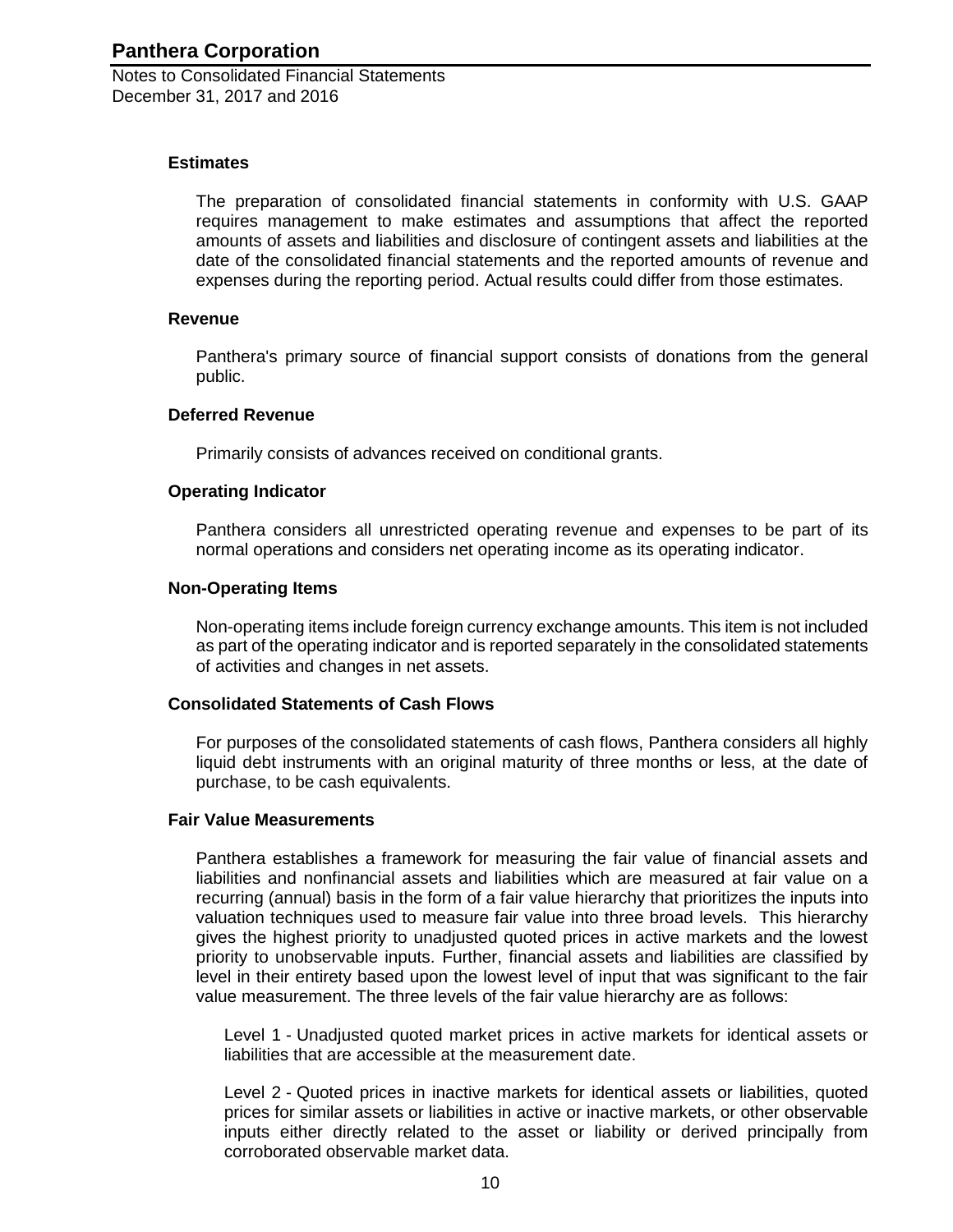### Estimates

The preparation of consolidated financial statements in conformity with U.S. GAAP requires management to make estimates and assumptions that affect the reported amounts of assets and liabilities and disclosure of contingent assets and liabilities at the date of the consolidated financial statements and the reported amounts of revenue and expenses during the reporting period. Actual results could differ from those estimates.

### Revenue

Panthera's primary source of financial support consists of donations from the general public.

### Deferred Revenue

Primarily consists of advances received on conditional grants.

### Operating Indicator

Panthera considers all unrestricted operating revenue and expenses to be part of its normal operations and considers net operating income as its operating indicator.

### Non-Operating Items

Non-operating items include foreign currency exchange amounts. This item is not included as part of the operating indicator and is reported separately in the consolidated statements of activities and changes in net assets.

### Consolidated Statements of Cash Flows

For purposes of the consolidated statements of cash flows, Panthera considers all highly liquid debt instruments with an original maturity of three months or less, at the date of purchase, to be cash equivalents.

### Fair Value Measurements

Panthera establishes a framework for measuring the fair value of financial assets and liabilities and nonfinancial assets and liabilities which are measured at fair value on a recurring (annual) basis in the form of a fair value hierarchy that prioritizes the inputs into valuation techniques used to measure fair value into three broad levels. This hierarchy gives the highest priority to unadjusted quoted prices in active markets and the lowest priority to unobservable inputs. Further, financial assets and liabilities are classified by level in their entirety based upon the lowest level of input that was significant to the fair value measurement. The three levels of the fair value hierarchy are as follows:

Level 1 - Unadjusted quoted market prices in active markets for identical assets or liabilities that are accessible at the measurement date.

Level 2 - Quoted prices in inactive markets for identical assets or liabilities, quoted prices for similar assets or liabilities in active or inactive markets, or other observable inputs either directly related to the asset or liability or derived principally from corroborated observable market data.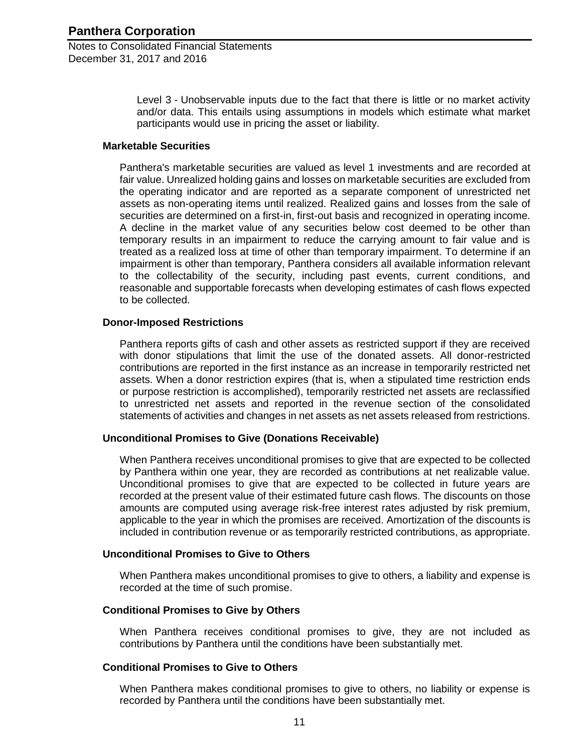Level 3 - Unobservable inputs due to the fact that there is little or no market activity and/or data. This entails using assumptions in models which estimate what market participants would use in pricing the asset or liability.

**Marketable Securities**

Panthera's marketable securities are valued as level 1 investments and are recorded at fair value. Unrealized holding gains and losses on marketable securities are excluded from the operating indicator and are reported as a separate component of unrestricted net assets as non-operating items until realized. Realized gains and losses from the sale of securities are determined on a first-in, first-out basis and recognized in operating income. A decline in the market value of any securities below cost deemed to be other than temporary results in an impairment to reduce the carrying amount to fair value and is treated as a realized loss at time of other than temporary impairment. To determine if an impairment is other than temporary, Panthera considers all available information relevant to the collectability of the security, including past events, current conditions, and reasonable and supportable forecasts when developing estimates of cash flows expected to be collected.

**Donor-Imposed Restrictions**

Panthera reports gifts of cash and other assets as restricted support if they are received with donor stipulations that limit the use of the donated assets. All donor-restricted contributions are reported in the first instance as an increase in temporarily restricted net assets. When a donor restriction expires (that is, when a stipulated time restriction ends or purpose restriction is accomplished), temporarily restricted net assets are reclassified to unrestricted net assets and reported in the revenue section of the consolidated statements of activities and changes in net assets as net assets released from restrictions.

**Unconditional Promises to Give (Donations Receivable)**

When Panthera receives unconditional promises to give that are expected to be collected by Panthera within one year, they are recorded as contributions at net realizable value. Unconditional promises to give that are expected to be collected in future years are recorded at the present value of their estimated future cash flows. The discounts on those amounts are computed using average risk-free interest rates adjusted by risk premium, applicable to the year in which the promises are received. Amortization of the discounts is included in contribution revenue or as temporarily restricted contributions, as appropriate.

**Unconditional Promises to Give to Others**

When Panthera makes unconditional promises to give to others, a liability and expense is recorded at the time of such promise.

**Conditional Promises to Give by Others**

When Panthera receives conditional promises to give, they are not included as contributions by Panthera until the conditions have been substantially met.

**Conditional Promises to Give to Others**

When Panthera makes conditional promises to give to others, no liability or expense is recorded by Panthera until the conditions have been substantially met.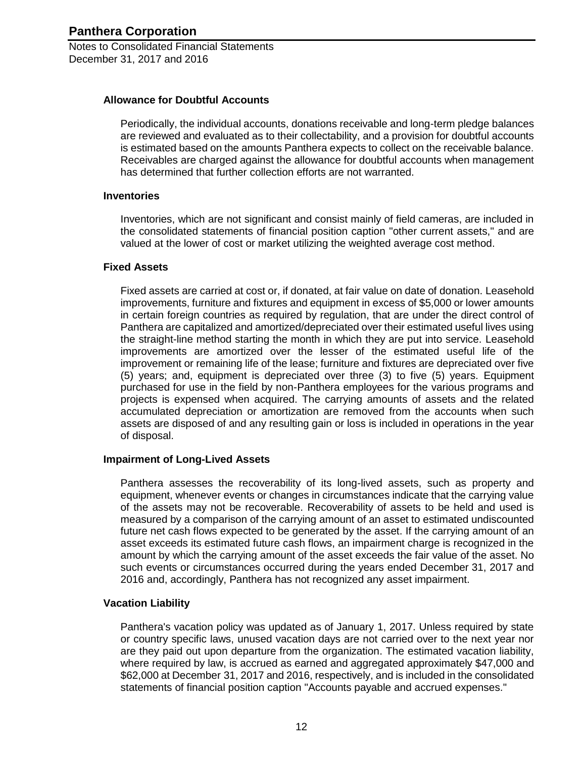### Allowance for Doubtful Accounts

Periodically, the individual accounts, donations receivable and long-term pledge balances are reviewed and evaluated as to their collectability, and a provision for doubtful accounts is estimated based on the amounts Panthera expects to collect on the receivable balance. Receivables are charged against the allowance for doubtful accounts when management has determined that further collection efforts are not warranted.

### Inventories

Inventories, which are not significant and consist mainly of field cameras, are included in the consolidated statements of financial position caption "other current assets," and are valued at the lower of cost or market utilizing the weighted average cost method.

### Fixed Assets

Fixed assets are carried at cost or, if donated, at fair value on date of donation. Leasehold improvements, furniture and fixtures and equipment in excess of $5,000 or lower amounts in certain foreign countries as required by regulation, that are under the direct control of Panthera are capitalized and amortized/depreciated over their estimated useful lives using the straight-line method starting the month in which they are put into service. Leasehold improvements are amortized over the lesser of the estimated useful life of the improvement or remaining life of the lease; furniture and fixtures are depreciated over five (5) years; and, equipment is depreciated over three (3) to five (5) years. Equipment purchased for use in the field by non-Panthera employees for the various programs and projects is expensed when acquired. The carrying amounts of assets and the related accumulated depreciation or amortization are removed from the accounts when such assets are disposed of and any resulting gain or loss is included in operations in the year of disposal.

### Impairment of Long-Lived Assets

Panthera assesses the recoverability of its long-lived assets, such as property and equipment, whenever events or changes in circumstances indicate that the carrying value of the assets may not be recoverable. Recoverability of assets to be held and used is measured by a comparison of the carrying amount of an asset to estimated undiscounted future net cash flows expected to be generated by the asset. If the carrying amount of an asset exceeds its estimated future cash flows, an impairment charge is recognized in the amount by which the carrying amount of the asset exceeds the fair value of the asset. No such events or circumstances occurred during the years ended December 31, 2017 and 2016 and, accordingly, Panthera has not recognized any asset impairment.

### Vacation Liability

Panthera's vacation policy was updated as of January 1, 2017. Unless required by state or country specific laws, unused vacation days are not carried over to the next year nor are they paid out upon departure from the organization. The estimated vacation liability, where required by law, is accrued as earned and aggregated approximately $47,000 and $62,000 at December 31, 2017 and 2016, respectively, and is included in the consolidated statements of financial position caption "Accounts payable and accrued expenses."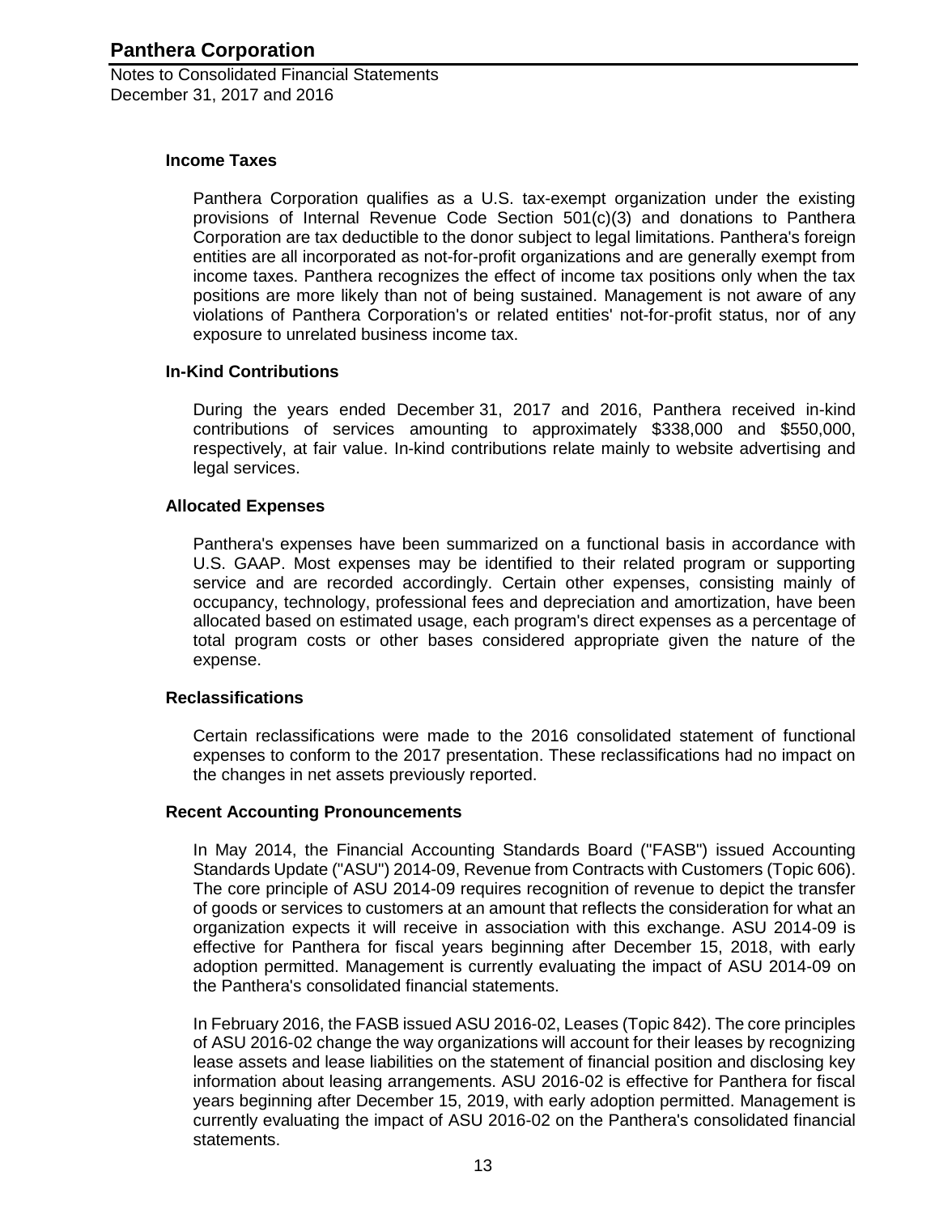### Income Taxes

Panthera Corporation qualifies as a U.S. tax-exempt organization under the existing provisions of Internal Revenue Code Section 501(c)(3) and donations to Panthera Corporation are tax deductible to the donor subject to legal limitations. Panthera's foreign entities are all incorporated as not-for-profit organizations and are generally exempt from income taxes. Panthera recognizes the effect of income tax positions only when the tax positions are more likely than not of being sustained. Management is not aware of any violations of Panthera Corporation's or related entities' not-for-profit status, nor of any exposure to unrelated business income tax.

### In-Kind Contributions

During the years ended December 31, 2017 and 2016, Panthera received in-kind contributions of services amounting to approximately $338,000 and $550,000, respectively, at fair value. In-kind contributions relate mainly to website advertising and legal services.

### Allocated Expenses

Panthera's expenses have been summarized on a functional basis in accordance with U.S. GAAP. Most expenses may be identified to their related program or supporting service and are recorded accordingly. Certain other expenses, consisting mainly of occupancy, technology, professional fees and depreciation and amortization, have been allocated based on estimated usage, each program's direct expenses as a percentage of total program costs or other bases considered appropriate given the nature of the expense.

### Reclassifications

Certain reclassifications were made to the 2016 consolidated statement of functional expenses to conform to the 2017 presentation. These reclassifications had no impact on the changes in net assets previously reported.

### Recent Accounting Pronouncements

In May 2014, the Financial Accounting Standards Board ("FASB") issued Accounting Standards Update ("ASU") 2014-09, Revenue from Contracts with Customers (Topic 606). The core principle of ASU 2014-09 requires recognition of revenue to depict the transfer of goods or services to customers at an amount that reflects the consideration for what an organization expects it will receive in association with this exchange. ASU 2014-09 is effective for Panthera for fiscal years beginning after December 15, 2018, with early adoption permitted. Management is currently evaluating the impact of ASU 2014-09 on the Panthera's consolidated financial statements.

In February 2016, the FASB issued ASU 2016-02, Leases (Topic 842). The core principles of ASU 2016-02 change the way organizations will account for their leases by recognizing lease assets and lease liabilities on the statement of financial position and disclosing key information about leasing arrangements. ASU 2016-02 is effective for Panthera for fiscal years beginning after December 15, 2019, with early adoption permitted. Management is currently evaluating the impact of ASU 2016-02 on the Panthera's consolidated financial statements.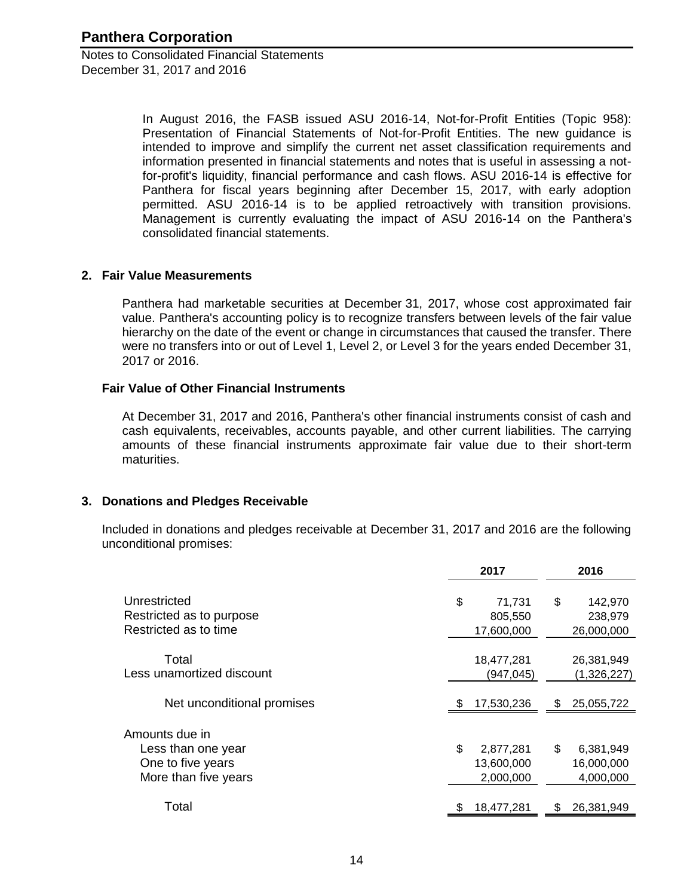In August 2016, the FASB issued ASU 2016-14, Not-for-Profit Entities (Topic 958): Presentation of Financial Statements of Not-for-Profit Entities. The new guidance is intended to improve and simplify the current net asset classification requirements and information presented in financial statements and notes that is useful in assessing a not-for-profit's liquidity, financial performance and cash flows. ASU 2016-14 is effective for Panthera for fiscal years beginning after December 15, 2017, with early adoption permitted. ASU 2016-14 is to be applied retroactively with transition provisions. Management is currently evaluating the impact of ASU 2016-14 on the Panthera's consolidated financial statements.

## 2. Fair Value Measurements

Panthera had marketable securities at December 31, 2017, whose cost approximated fair value. Panthera's accounting policy is to recognize transfers between levels of the fair value hierarchy on the date of the event or change in circumstances that caused the transfer. There were no transfers into or out of Level 1, Level 2, or Level 3 for the years ended December 31, 2017 or 2016.

### Fair Value of Other Financial Instruments

At December 31, 2017 and 2016, Panthera's other financial instruments consist of cash and cash equivalents, receivables, accounts payable, and other current liabilities. The carrying amounts of these financial instruments approximate fair value due to their short-term maturities.

## 3. Donations and Pledges Receivable

Included in donations and pledges receivable at December 31, 2017 and 2016 are the following unconditional promises:

| | 2017 | 2016 |
|---|---|---|
| Unrestricted | $ 71,731 | $ 142,970 |
| Restricted as to purpose | 805,550 | 238,979 |
| Restricted as to time | 17,600,000 | 26,000,000 |
| Total | 18,477,281 | 26,381,949 |
| Less unamortized discount | (947,045) | (1,326,227) |
| Net unconditional promises | $ 17,530,236 | $ 25,055,722 |
| Amounts due in | | |
| Less than one year | $ 2,877,281 | $ 6,381,949 |
| One to five years | 13,600,000 | 16,000,000 |
| More than five years | 2,000,000 | 4,000,000 |
| Total | $ 18,477,281 | $ 26,381,949 |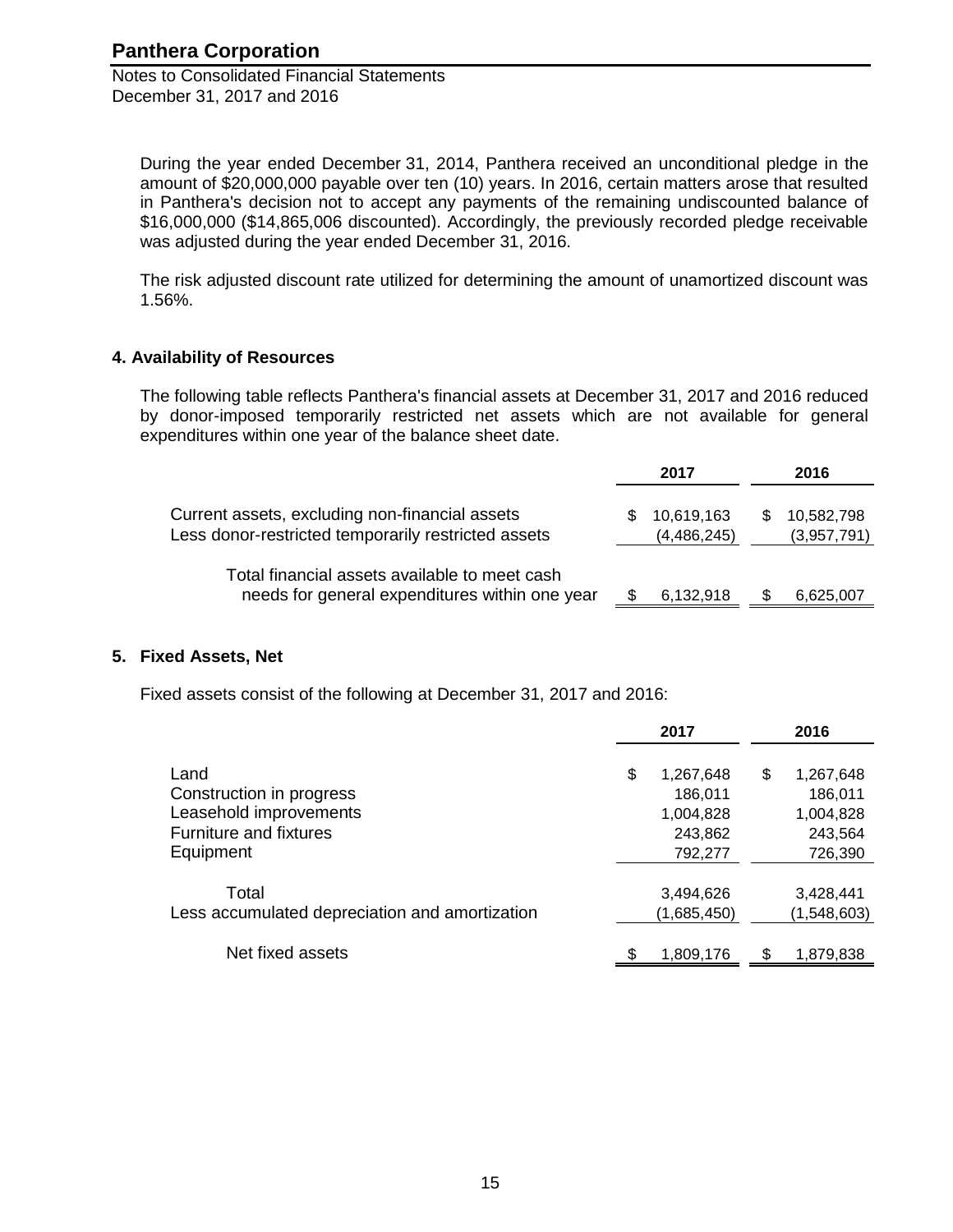During the year ended December 31, 2014, Panthera received an unconditional pledge in the amount of $20,000,000 payable over ten (10) years. In 2016, certain matters arose that resulted in Panthera's decision not to accept any payments of the remaining undiscounted balance of $16,000,000 ($14,865,006 discounted). Accordingly, the previously recorded pledge receivable was adjusted during the year ended December 31, 2016.

The risk adjusted discount rate utilized for determining the amount of unamortized discount was 1.56%.

## 4. Availability of Resources

The following table reflects Panthera's financial assets at December 31, 2017 and 2016 reduced by donor-imposed temporarily restricted net assets which are not available for general expenditures within one year of the balance sheet date.

| | 2017 | 2016 |
|---|---|---|
| Current assets, excluding non-financial assets | $ 10,619,163 | $ 10,582,798 |
| Less donor-restricted temporarily restricted assets | (4,486,245) | (3,957,791) |
| Total financial assets available to meet cash needs for general expenditures within one year | $ 6,132,918 | $ 6,625,007 |

## 5. Fixed Assets, Net

Fixed assets consist of the following at December 31, 2017 and 2016:

| | 2017 | 2016 |
|---|---|---|
| Land | $ 1,267,648 | $ 1,267,648 |
| Construction in progress | 186,011 | 186,011 |
| Leasehold improvements | 1,004,828 | 1,004,828 |
| Furniture and fixtures | 243,862 | 243,564 |
| Equipment | 792,277 | 726,390 |
| Total | 3,494,626 | 3,428,441 |
| Less accumulated depreciation and amortization | (1,685,450) | (1,548,603) |
| Net fixed assets | $ 1,809,176 | $ 1,879,838 |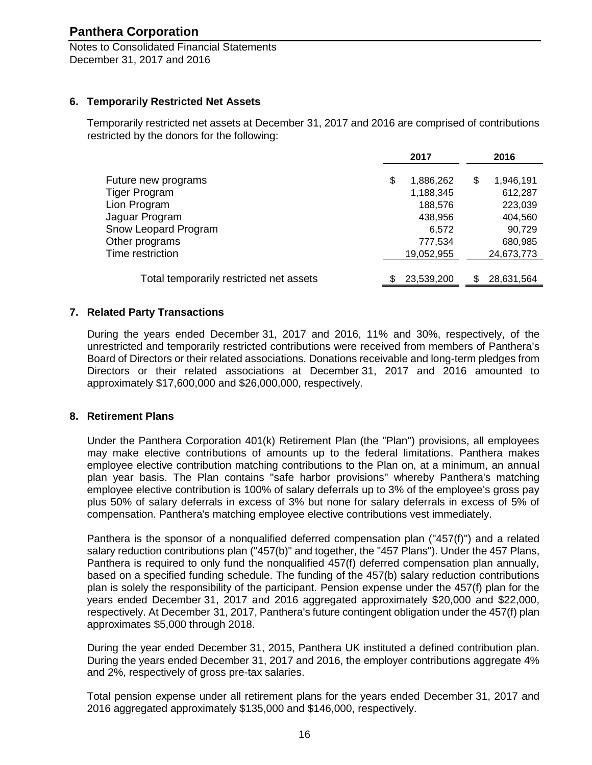# Panthera Corporation

Notes to Consolidated Financial Statements
December 31, 2017 and 2016

## 6. Temporarily Restricted Net Assets

Temporarily restricted net assets at December 31, 2017 and 2016 are comprised of contributions restricted by the donors for the following:

| | 2017 | 2016 |
|---|---|---|
| Future new programs | $ 1,886,262 | $ 1,946,191 |
| Tiger Program | 1,188,345 | 612,287 |
| Lion Program | 188,576 | 223,039 |
| Jaguar Program | 438,956 | 404,560 |
| Snow Leopard Program | 6,572 | 90,729 |
| Other programs | 777,534 | 680,985 |
| Time restriction | 19,052,955 | 24,673,773 |
| Total temporarily restricted net assets | $ 23,539,200 | $ 28,631,564 |

## 7. Related Party Transactions

During the years ended December 31, 2017 and 2016, 11% and 30%, respectively, of the unrestricted and temporarily restricted contributions were received from members of Panthera's Board of Directors or their related associations. Donations receivable and long-term pledges from Directors or their related associations at December 31, 2017 and 2016 amounted to approximately $17,600,000 and $26,000,000, respectively.

## 8. Retirement Plans

Under the Panthera Corporation 401(k) Retirement Plan (the "Plan") provisions, all employees may make elective contributions of amounts up to the federal limitations. Panthera makes employee elective contribution matching contributions to the Plan on, at a minimum, an annual plan year basis. The Plan contains "safe harbor provisions" whereby Panthera's matching employee elective contribution is 100% of salary deferrals up to 3% of the employee's gross pay plus 50% of salary deferrals in excess of 3% but none for salary deferrals in excess of 5% of compensation. Panthera's matching employee elective contributions vest immediately.

Panthera is the sponsor of a nonqualified deferred compensation plan ("457(f)") and a related salary reduction contributions plan ("457(b)" and together, the "457 Plans"). Under the 457 Plans, Panthera is required to only fund the nonqualified 457(f) deferred compensation plan annually, based on a specified funding schedule. The funding of the 457(b) salary reduction contributions plan is solely the responsibility of the participant. Pension expense under the 457(f) plan for the years ended December 31, 2017 and 2016 aggregated approximately $20,000 and $22,000, respectively. At December 31, 2017, Panthera's future contingent obligation under the 457(f) plan approximates $5,000 through 2018.

During the year ended December 31, 2015, Panthera UK instituted a defined contribution plan. During the years ended December 31, 2017 and 2016, the employer contributions aggregate 4% and 2%, respectively of gross pre-tax salaries.

Total pension expense under all retirement plans for the years ended December 31, 2017 and 2016 aggregated approximately $135,000 and $146,000, respectively.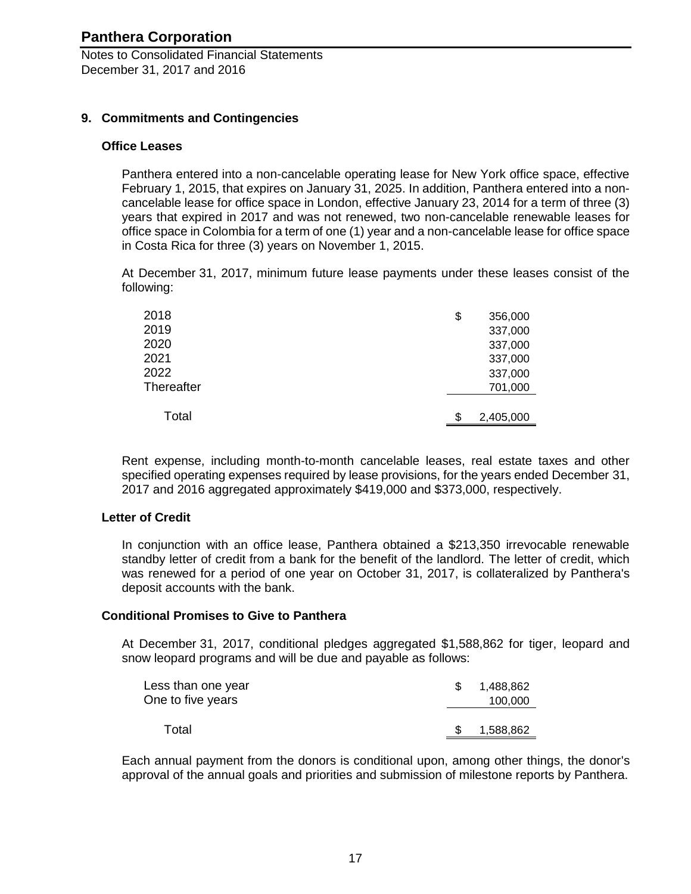## 9. Commitments and Contingencies

### Office Leases

Panthera entered into a non-cancelable operating lease for New York office space, effective February 1, 2015, that expires on January 31, 2025. In addition, Panthera entered into a non-cancelable lease for office space in London, effective January 23, 2014 for a term of three (3) years that expired in 2017 and was not renewed, two non-cancelable renewable leases for office space in Colombia for a term of one (1) year and a non-cancelable lease for office space in Costa Rica for three (3) years on November 1, 2015.

At December 31, 2017, minimum future lease payments under these leases consist of the following:

| | |
|---|---|
| 2018 | $ 356,000 |
| 2019 | 337,000 |
| 2020 | 337,000 |
| 2021 | 337,000 |
| 2022 | 337,000 |
| Thereafter | 701,000 |
| Total | $ 2,405,000 |

Rent expense, including month-to-month cancelable leases, real estate taxes and other specified operating expenses required by lease provisions, for the years ended December 31, 2017 and 2016 aggregated approximately $419,000 and $373,000, respectively.

### Letter of Credit

In conjunction with an office lease, Panthera obtained a $213,350 irrevocable renewable standby letter of credit from a bank for the benefit of the landlord. The letter of credit, which was renewed for a period of one year on October 31, 2017, is collateralized by Panthera's deposit accounts with the bank.

### Conditional Promises to Give to Panthera

At December 31, 2017, conditional pledges aggregated $1,588,862 for tiger, leopard and snow leopard programs and will be due and payable as follows:

| | |
|---|---|
| Less than one year | $ 1,488,862 |
| One to five years | 100,000 |
| Total | $ 1,588,862 |

Each annual payment from the donors is conditional upon, among other things, the donor's approval of the annual goals and priorities and submission of milestone reports by Panthera.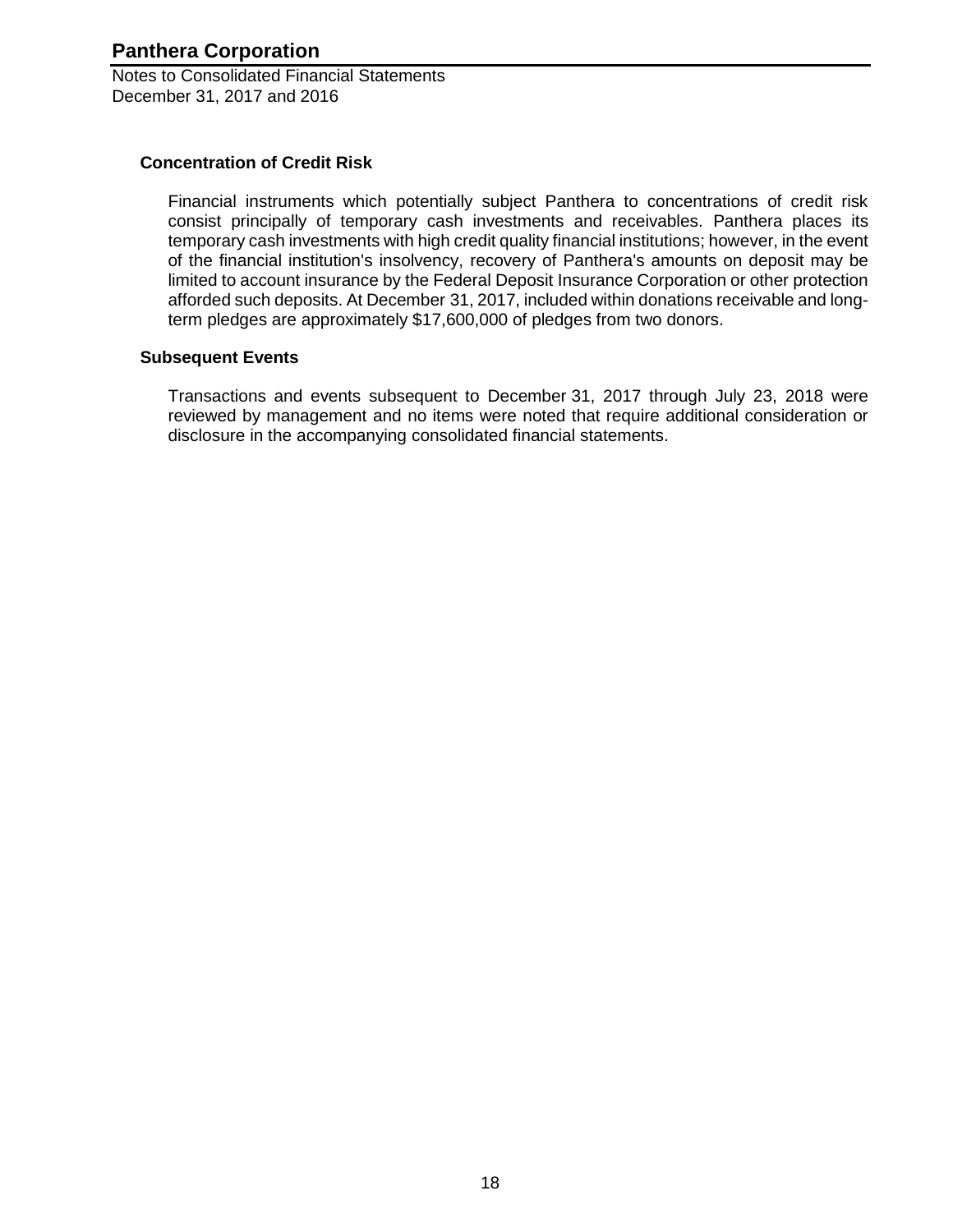### Concentration of Credit Risk

Financial instruments which potentially subject Panthera to concentrations of credit risk consist principally of temporary cash investments and receivables. Panthera places its temporary cash investments with high credit quality financial institutions; however, in the event of the financial institution's insolvency, recovery of Panthera's amounts on deposit may be limited to account insurance by the Federal Deposit Insurance Corporation or other protection afforded such deposits. At December 31, 2017, included within donations receivable and long-term pledges are approximately $17,600,000 of pledges from two donors.

### Subsequent Events

Transactions and events subsequent to December 31, 2017 through July 23, 2018 were reviewed by management and no items were noted that require additional consideration or disclosure in the accompanying consolidated financial statements.